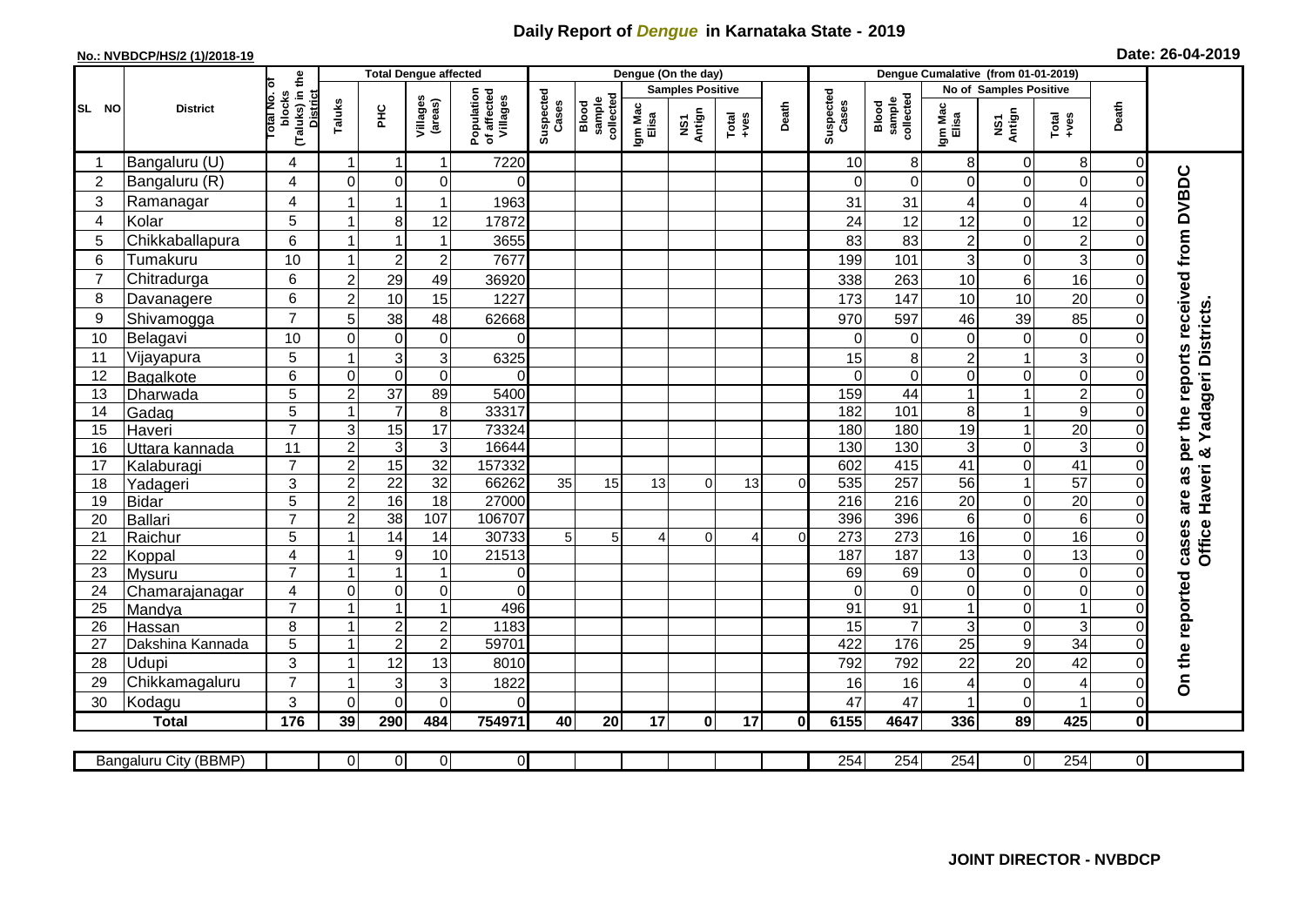# Daily Report of *Dengue* in Karnataka State - 2019

**No.: NVBDCP/HS/2 (1)/2018-19**

**Date: 26-04-2019**

| SL NO | District | Total No. of blocks (Taluks) in the District | Total Dengue affected | | | | Dengue (On the day) | | | | | | | Dengue Cumalative (from 01-01-2019) | | | | | | | |
|---|---|---|---|---|---|---|---|---|---|---|---|---|---|---|---|---|---|---|---|---|
| | | | Taluks | PHC | Villages (areas) | Population of affected Villages | Suspected Cases | Blood sample collected | Samples Positive | | | Death | Suspected Cases | Blood sample collected | No of Samples Positive | | | Death | |
| | | | | | | | | | Igm Mac Elisa | NS1 Antign | Total +ves | | | | Igm Mac Elisa | NS1 Antign | Total +ves | | |
| 1 | Bangaluru (U) | 4 | 1 | 1 | 1 | 7220 | | | | | | | 10 | 8 | 8 | 0 | 8 | 0 | On the reported cases are as per the reports received from DVBDC Office Haveri & Yadageri Districts. |
| 2 | Bangaluru (R) | 4 | 0 | 0 | 0 | 0 | | | | | | | 0 | 0 | 0 | 0 | 0 | 0 | |
| 3 | Ramanagar | 4 | 1 | 1 | 1 | 1963 | | | | | | | 31 | 31 | 4 | 0 | 4 | 0 | |
| 4 | Kolar | 5 | 1 | 8 | 12 | 17872 | | | | | | | 24 | 12 | 12 | 0 | 12 | 0 | |
| 5 | Chikkaballapura | 6 | 1 | 1 | 1 | 3655 | | | | | | | 83 | 83 | 2 | 0 | 2 | 0 | |
| 6 | Tumakuru | 10 | 1 | 2 | 2 | 7677 | | | | | | | 199 | 101 | 3 | 0 | 3 | 0 | |
| 7 | Chitradurga | 6 | 2 | 29 | 49 | 36920 | | | | | | | 338 | 263 | 10 | 6 | 16 | 0 | |
| 8 | Davanagere | 6 | 2 | 10 | 15 | 1227 | | | | | | | 173 | 147 | 10 | 10 | 20 | 0 | |
| 9 | Shivamogga | 7 | 5 | 38 | 48 | 62668 | | | | | | | 970 | 597 | 46 | 39 | 85 | 0 | |
| 10 | Belagavi | 10 | 0 | 0 | 0 | 0 | | | | | | | 0 | 0 | 0 | 0 | 0 | 0 | |
| 11 | Vijayapura | 5 | 1 | 3 | 3 | 6325 | | | | | | | 15 | 8 | 2 | 1 | 3 | 0 | |
| 12 | Bagalkote | 6 | 0 | 0 | 0 | 0 | | | | | | | 0 | 0 | 0 | 0 | 0 | 0 | |
| 13 | Dharwada | 5 | 2 | 37 | 89 | 5400 | | | | | | | 159 | 44 | 1 | 1 | 2 | 0 | |
| 14 | Gadag | 5 | 1 | 7 | 8 | 33317 | | | | | | | 182 | 101 | 8 | 1 | 9 | 0 | |
| 15 | Haveri | 7 | 3 | 15 | 17 | 73324 | | | | | | | 180 | 180 | 19 | 1 | 20 | 0 | |
| 16 | Uttara kannada | 11 | 2 | 3 | 3 | 16644 | | | | | | | 130 | 130 | 3 | 0 | 3 | 0 | |
| 17 | Kalaburagi | 7 | 2 | 15 | 32 | 157332 | | | | | | | 602 | 415 | 41 | 0 | 41 | 0 | |
| 18 | Yadageri | 3 | 2 | 22 | 32 | 66262 | 35 | 15 | 13 | 0 | 13 | 0 | 535 | 257 | 56 | 1 | 57 | 0 | |
| 19 | Bidar | 5 | 2 | 16 | 18 | 27000 | | | | | | | 216 | 216 | 20 | 0 | 20 | 0 | |
| 20 | Ballari | 7 | 2 | 38 | 107 | 106707 | | | | | | | 396 | 396 | 6 | 0 | 6 | 0 | |
| 21 | Raichur | 5 | 1 | 14 | 14 | 30733 | 5 | 5 | 4 | 0 | 4 | 0 | 273 | 273 | 16 | 0 | 16 | 0 | |
| 22 | Koppal | 4 | 1 | 9 | 10 | 21513 | | | | | | | 187 | 187 | 13 | 0 | 13 | 0 | |
| 23 | Mysuru | 7 | 1 | 1 | 1 | 0 | | | | | | | 69 | 69 | 0 | 0 | 0 | 0 | |
| 24 | Chamarajanagar | 4 | 0 | 0 | 0 | 0 | | | | | | | 0 | 0 | 0 | 0 | 0 | 0 | |
| 25 | Mandya | 7 | 1 | 1 | 1 | 496 | | | | | | | 91 | 91 | 1 | 0 | 1 | 0 | |
| 26 | Hassan | 8 | 1 | 2 | 2 | 1183 | | | | | | | 15 | 7 | 3 | 0 | 3 | 0 | |
| 27 | Dakshina Kannada | 5 | 1 | 2 | 2 | 59701 | | | | | | | 422 | 176 | 25 | 9 | 34 | 0 | |
| 28 | Udupi | 3 | 1 | 12 | 13 | 8010 | | | | | | | 792 | 792 | 22 | 20 | 42 | 0 | |
| 29 | Chikkamagaluru | 7 | 1 | 3 | 3 | 1822 | | | | | | | 16 | 16 | 4 | 0 | 4 | 0 | |
| 30 | Kodagu | 3 | 0 | 0 | 0 | 0 | | | | | | | 47 | 47 | 1 | 0 | 1 | 0 | |
| | **Total** | **176** | **39** | **290** | **484** | **754971** | **40** | **20** | **17** | **0** | **17** | **0** | **6155** | **4647** | **336** | **89** | **425** | **0** | |

| Bangaluru City (BBMP) | | 0 | 0 | 0 | 0 | | | | | | | 254 | 254 | 254 | 0 | 254 | 0 |
|---|---|---|---|---|---|---|---|---|---|---|---|---|---|---|---|---|---|

**JOINT DIRECTOR - NVBDCP**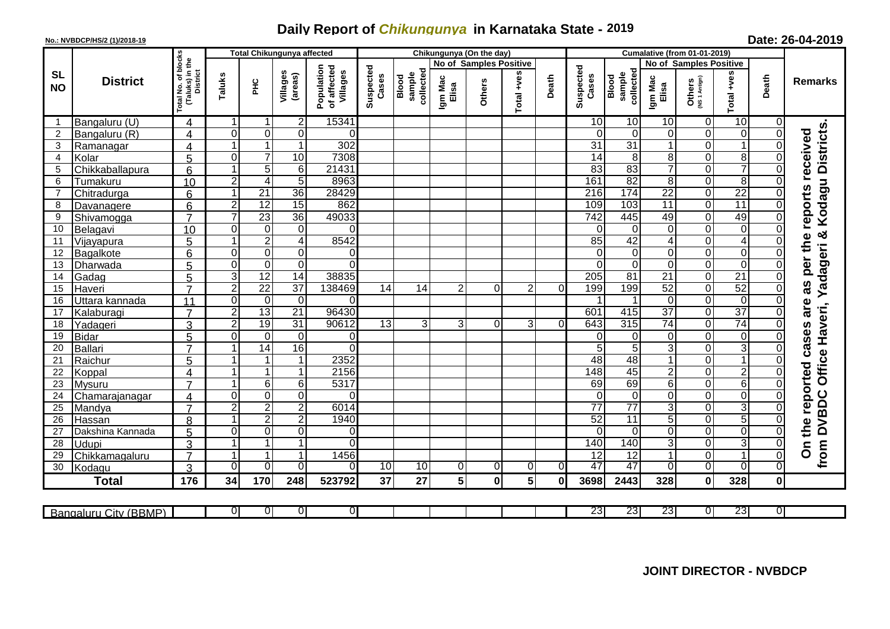# Daily Report of *Chikungunya* in Karnataka State - 2019

**No.: NVBDCP/HS/2 (1)/2018-19**

**Date: 26-04-2019**

| SL NO | District | Total No. of blocks (Taluks) in the District | Total Chikungunya affected | | | | Chikungunya (On the day) | | | | | | | Cumalative (from 01-01-2019) | | | | | | | Remarks |
|---|---|---|---|---|---|---|---|---|---|---|---|---|---|---|---|---|---|---|---|---|---|
| | | | | | | | | | No of Samples Positive | | | | | | | No of Samples Positive | | | | | |
| | | | Taluks | PHC | Villages (areas) | Population of affected Villages | Suspected Cases | Blood sample collected | Igm Mac Elisa | Others | Total +ves | Death | Suspected Cases | Blood sample collected | Igm Mac Elisa | Others (NS 1 Antign) | Total +ves | Death | |
| 1 | Bangaluru (U) | 4 | 1 | 1 | 2 | 15341 | | | | | | | 10 | 10 | 10 | 0 | 10 | 0 | On the reported cases are as per the reports received from DVBDC Office Haveri, Yadageri & Kodagu Districts. |
| 2 | Bangaluru (R) | 4 | 0 | 0 | 0 | 0 | | | | | | | 0 | 0 | 0 | 0 | 0 | 0 | |
| 3 | Ramanagar | 4 | 1 | 1 | 1 | 302 | | | | | | | 31 | 31 | 1 | 0 | 1 | 0 | |
| 4 | Kolar | 5 | 0 | 7 | 10 | 7308 | | | | | | | 14 | 8 | 8 | 0 | 8 | 0 | |
| 5 | Chikkaballapura | 6 | 1 | 5 | 6 | 21431 | | | | | | | 83 | 83 | 7 | 0 | 7 | 0 | |
| 6 | Tumakuru | 10 | 2 | 4 | 5 | 8963 | | | | | | | 161 | 82 | 8 | 0 | 8 | 0 | |
| 7 | Chitradurga | 6 | 1 | 21 | 36 | 28429 | | | | | | | 216 | 174 | 22 | 0 | 22 | 0 | |
| 8 | Davanagere | 6 | 2 | 12 | 15 | 862 | | | | | | | 109 | 103 | 11 | 0 | 11 | 0 | |
| 9 | Shivamogga | 7 | 7 | 23 | 36 | 49033 | | | | | | | 742 | 445 | 49 | 0 | 49 | 0 | |
| 10 | Belagavi | 10 | 0 | 0 | 0 | 0 | | | | | | | 0 | 0 | 0 | 0 | 0 | 0 | |
| 11 | Vijayapura | 5 | 1 | 2 | 4 | 8542 | | | | | | | 85 | 42 | 4 | 0 | 4 | 0 | |
| 12 | Bagalkote | 6 | 0 | 0 | 0 | 0 | | | | | | | 0 | 0 | 0 | 0 | 0 | 0 | |
| 13 | Dharwada | 5 | 0 | 0 | 0 | 0 | | | | | | | 0 | 0 | 0 | 0 | 0 | 0 | |
| 14 | Gadag | 5 | 3 | 12 | 14 | 38835 | | | | | | | 205 | 81 | 21 | 0 | 21 | 0 | |
| 15 | Haveri | 7 | 2 | 22 | 37 | 138469 | 14 | 14 | 2 | 0 | 2 | 0 | 199 | 199 | 52 | 0 | 52 | 0 | |
| 16 | Uttara kannada | 11 | 0 | 0 | 0 | 0 | | | | | | | 1 | 1 | 0 | 0 | 0 | 0 | |
| 17 | Kalaburagi | 7 | 2 | 13 | 21 | 96430 | | | | | | | 601 | 415 | 37 | 0 | 37 | 0 | |
| 18 | Yadageri | 3 | 2 | 19 | 31 | 90612 | 13 | 3 | 3 | 0 | 3 | 0 | 643 | 315 | 74 | 0 | 74 | 0 | |
| 19 | Bidar | 5 | 0 | 0 | 0 | 0 | | | | | | | 0 | 0 | 0 | 0 | 0 | 0 | |
| 20 | Ballari | 7 | 1 | 14 | 16 | 0 | | | | | | | 5 | 5 | 3 | 0 | 3 | 0 | |
| 21 | Raichur | 5 | 1 | 1 | 1 | 2352 | | | | | | | 48 | 48 | 1 | 0 | 1 | 0 | |
| 22 | Koppal | 4 | 1 | 1 | 1 | 2156 | | | | | | | 148 | 45 | 2 | 0 | 2 | 0 | |
| 23 | Mysuru | 7 | 1 | 6 | 6 | 5317 | | | | | | | 69 | 69 | 6 | 0 | 6 | 0 | |
| 24 | Chamarajanagar | 4 | 0 | 0 | 0 | 0 | | | | | | | 0 | 0 | 0 | 0 | 0 | 0 | |
| 25 | Mandya | 7 | 2 | 2 | 2 | 6014 | | | | | | | 77 | 77 | 3 | 0 | 3 | 0 | |
| 26 | Hassan | 8 | 1 | 2 | 2 | 1940 | | | | | | | 52 | 11 | 5 | 0 | 5 | 0 | |
| 27 | Dakshina Kannada | 5 | 0 | 0 | 0 | 0 | | | | | | | 0 | 0 | 0 | 0 | 0 | 0 | |
| 28 | Udupi | 3 | 1 | 1 | 1 | 0 | | | | | | | 140 | 140 | 3 | 0 | 3 | 0 | |
| 29 | Chikkamagaluru | 7 | 1 | 1 | 1 | 1456 | | | | | | | 12 | 12 | 1 | 0 | 1 | 0 | |
| 30 | Kodagu | 3 | 0 | 0 | 0 | 0 | 10 | 10 | 0 | 0 | 0 | 0 | 47 | 47 | 0 | 0 | 0 | 0 | |
| **Total** | | **176** | **34** | **170** | **248** | **523792** | **37** | **27** | **5** | **0** | **5** | **0** | **3698** | **2443** | **328** | **0** | **328** | **0** | |

| | | | | | | | | | | | | | | | | | | |
|---|---|---|---|---|---|---|---|---|---|---|---|---|---|---|---|---|---|---|
| Bangaluru City (BBMP) | | 0 | 0 | 0 | 0 | | | | | | | 23 | 23 | 23 | 0 | 23 | 0 | |

**JOINT DIRECTOR - NVBDCP**